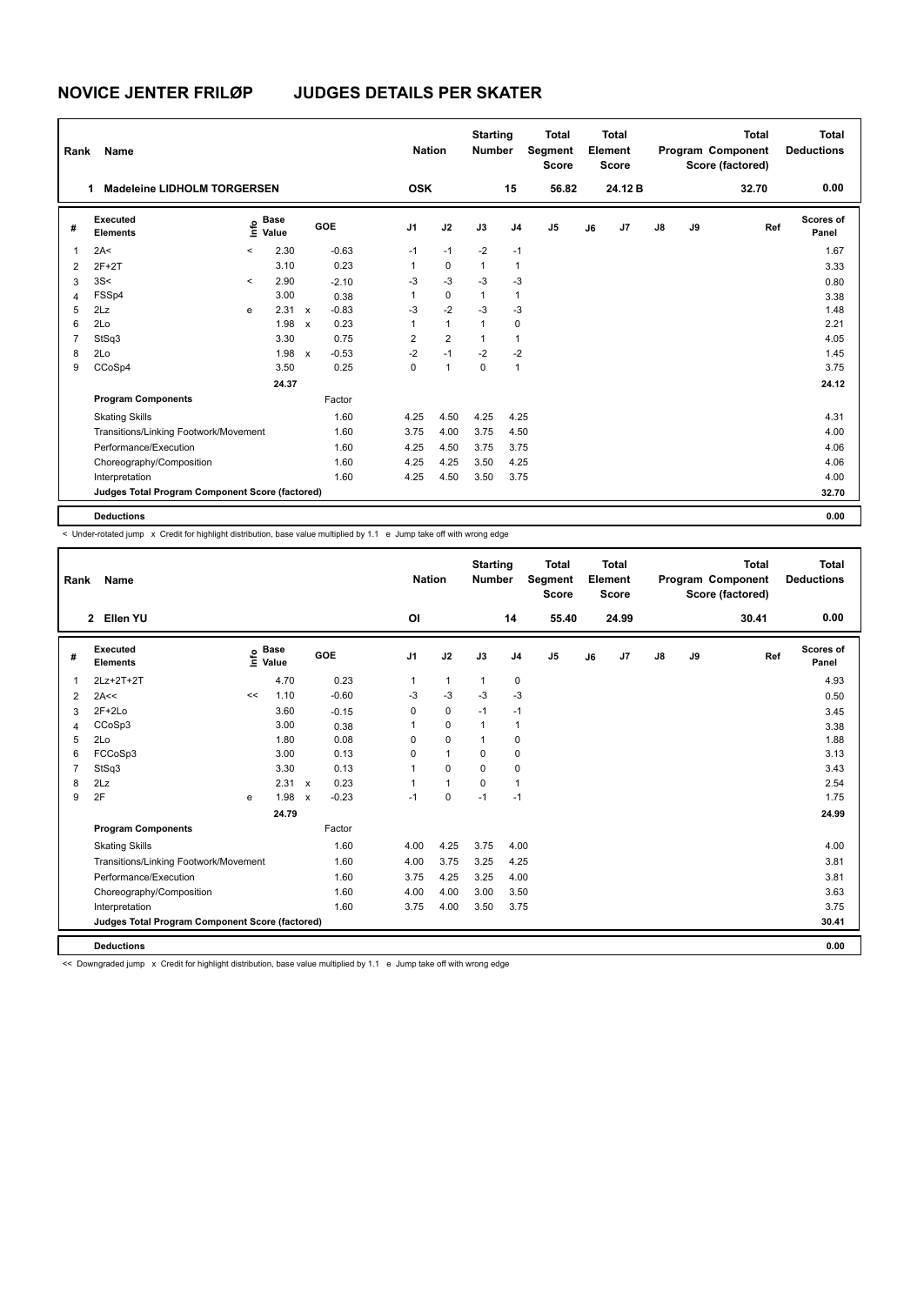# NOVICE JENTER FRILØP JUDGES DETAILS PER SKATER

| Rank | Name | Nation | Starting Number | Total Segment Score | Total Element Score | Total Program Component Score (factored) | Total Deductions |
|---|---|---|---|---|---|---|---|
| 1 | Madeleine LIDHOLM TORGERSEN | OSK | 15 | 56.82 | 24.12 B | 32.70 | 0.00 |

| # | Executed Elements | Info | Base Value | | GOE | J1 | J2 | J3 | J4 | J5 | J6 | J7 | J8 | J9 | Ref | Scores of Panel |
|---|---|---|---|---|---|---|---|---|---|---|---|---|---|---|---|---|
| 1 | 2A< | < | 2.30 | | -0.63 | -1 | -1 | -2 | -1 | | | | | | | 1.67 |
| 2 | 2F+2T | | 3.10 | | 0.23 | 1 | 0 | 1 | 1 | | | | | | | 3.33 |
| 3 | 3S< | < | 2.90 | | -2.10 | -3 | -3 | -3 | -3 | | | | | | | 0.80 |
| 4 | FSSp4 | | 3.00 | | 0.38 | 1 | 0 | 1 | 1 | | | | | | | 3.38 |
| 5 | 2Lz | e | 2.31 | x | -0.83 | -3 | -2 | -3 | -3 | | | | | | | 1.48 |
| 6 | 2Lo | | 1.98 | x | 0.23 | 1 | 1 | 1 | 0 | | | | | | | 2.21 |
| 7 | StSq3 | | 3.30 | | 0.75 | 2 | 2 | 1 | 1 | | | | | | | 4.05 |
| 8 | 2Lo | | 1.98 | x | -0.53 | -2 | -1 | -2 | -2 | | | | | | | 1.45 |
| 9 | CCoSp4 | | 3.50 | | 0.25 | 0 | 1 | 0 | 1 | | | | | | | 3.75 |
| | | | 24.37 | | | | | | | | | | | | | 24.12 |
| | **Program Components** | | | | Factor | | | | | | | | | | | |
| | Skating Skills | | | | 1.60 | 4.25 | 4.50 | 4.25 | 4.25 | | | | | | | 4.31 |
| | Transitions/Linking Footwork/Movement | | | | 1.60 | 3.75 | 4.00 | 3.75 | 4.50 | | | | | | | 4.00 |
| | Performance/Execution | | | | 1.60 | 4.25 | 4.50 | 3.75 | 3.75 | | | | | | | 4.06 |
| | Choreography/Composition | | | | 1.60 | 4.25 | 4.25 | 3.50 | 4.25 | | | | | | | 4.06 |
| | Interpretation | | | | 1.60 | 4.25 | 4.50 | 3.50 | 3.75 | | | | | | | 4.00 |
| | **Judges Total Program Component Score (factored)** | | | | | | | | | | | | | | | 32.70 |
| | **Deductions** | | | | | | | | | | | | | | | 0.00 |

< Under-rotated jump x Credit for highlight distribution, base value multiplied by 1.1 e Jump take off with wrong edge

| Rank | Name | Nation | Starting Number | Total Segment Score | Total Element Score | Total Program Component Score (factored) | Total Deductions |
|---|---|---|---|---|---|---|---|
| 2 | Ellen YU | OI | 14 | 55.40 | 24.99 | 30.41 | 0.00 |

| # | Executed Elements | Info | Base Value | | GOE | J1 | J2 | J3 | J4 | J5 | J6 | J7 | J8 | J9 | Ref | Scores of Panel |
|---|---|---|---|---|---|---|---|---|---|---|---|---|---|---|---|---|
| 1 | 2Lz+2T+2T | | 4.70 | | 0.23 | 1 | 1 | 1 | 0 | | | | | | | 4.93 |
| 2 | 2A<< | << | 1.10 | | -0.60 | -3 | -3 | -3 | -3 | | | | | | | 0.50 |
| 3 | 2F+2Lo | | 3.60 | | -0.15 | 0 | 0 | -1 | -1 | | | | | | | 3.45 |
| 4 | CCoSp3 | | 3.00 | | 0.38 | 1 | 0 | 1 | 1 | | | | | | | 3.38 |
| 5 | 2Lo | | 1.80 | | 0.08 | 0 | 0 | 1 | 0 | | | | | | | 1.88 |
| 6 | FCCoSp3 | | 3.00 | | 0.13 | 0 | 1 | 0 | 0 | | | | | | | 3.13 |
| 7 | StSq3 | | 3.30 | | 0.13 | 1 | 0 | 0 | 0 | | | | | | | 3.43 |
| 8 | 2Lz | | 2.31 | x | 0.23 | 1 | 1 | 0 | 1 | | | | | | | 2.54 |
| 9 | 2F | e | 1.98 | x | -0.23 | -1 | 0 | -1 | -1 | | | | | | | 1.75 |
| | | | 24.79 | | | | | | | | | | | | | 24.99 |
| | **Program Components** | | | | Factor | | | | | | | | | | | |
| | Skating Skills | | | | 1.60 | 4.00 | 4.25 | 3.75 | 4.00 | | | | | | | 4.00 |
| | Transitions/Linking Footwork/Movement | | | | 1.60 | 4.00 | 3.75 | 3.25 | 4.25 | | | | | | | 3.81 |
| | Performance/Execution | | | | 1.60 | 3.75 | 4.25 | 3.25 | 4.00 | | | | | | | 3.81 |
| | Choreography/Composition | | | | 1.60 | 4.00 | 4.00 | 3.00 | 3.50 | | | | | | | 3.63 |
| | Interpretation | | | | 1.60 | 3.75 | 4.00 | 3.50 | 3.75 | | | | | | | 3.75 |
| | **Judges Total Program Component Score (factored)** | | | | | | | | | | | | | | | 30.41 |
| | **Deductions** | | | | | | | | | | | | | | | 0.00 |

<< Downgraded jump x Credit for highlight distribution, base value multiplied by 1.1 e Jump take off with wrong edge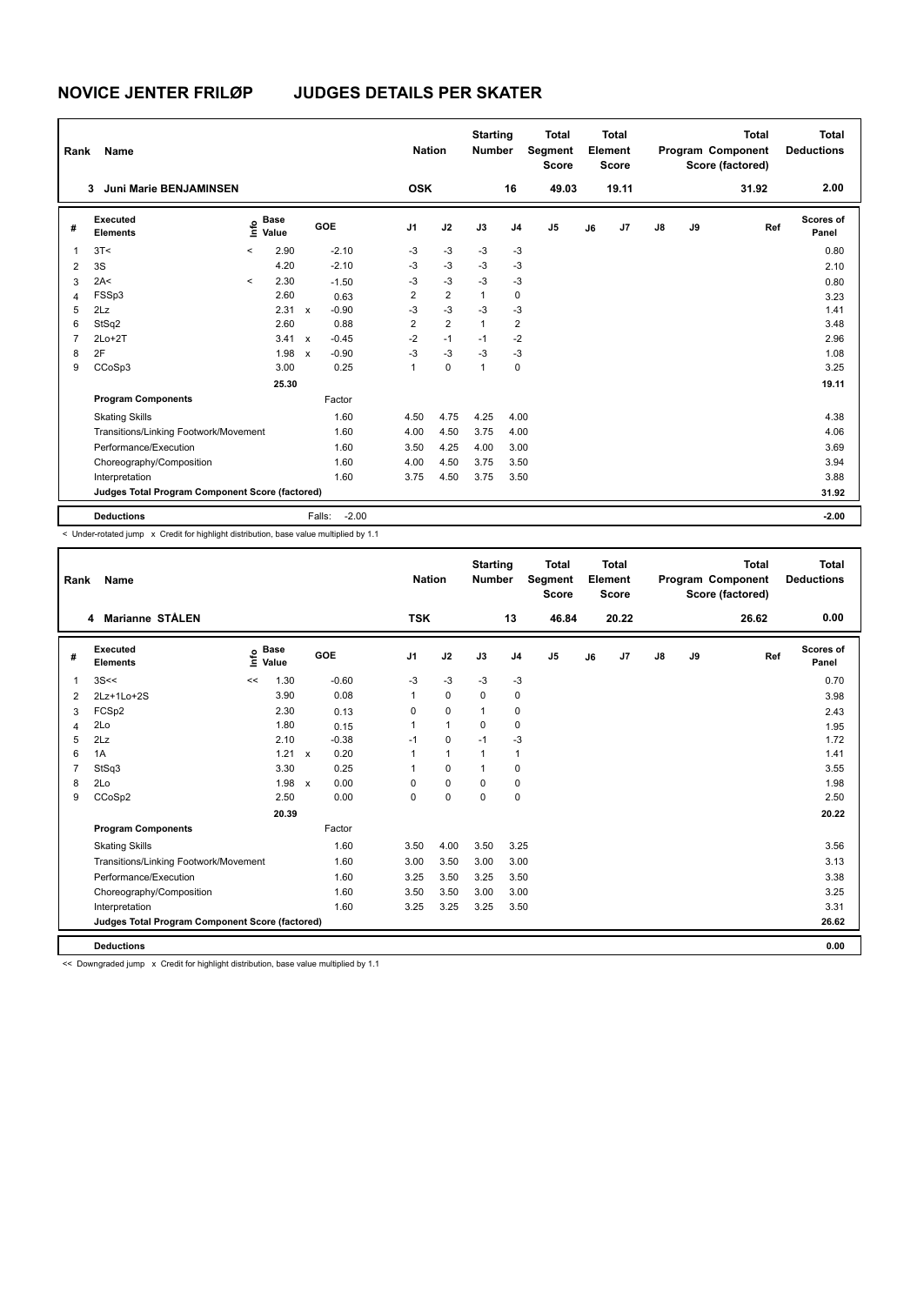# NOVICE JENTER FRILØP JUDGES DETAILS PER SKATER

| Rank | Name | Nation | Starting Number | Total Segment Score | Total Element Score | Total Program Component Score (factored) | Total Deductions |
|---|---|---|---|---|---|---|---|
| 3 | Juni Marie BENJAMINSEN | OSK | 16 | 49.03 | 19.11 | 31.92 | 2.00 |

| # | Executed Elements | Info | Base Value | | GOE | J1 | J2 | J3 | J4 | J5 | J6 | J7 | J8 | J9 | Ref | Scores of Panel |
|---|---|---|---|---|---|---|---|---|---|---|---|---|---|---|---|---|
| 1 | 3T< | < | 2.90 | | -2.10 | -3 | -3 | -3 | -3 | | | | | | | 0.80 |
| 2 | 3S | | 4.20 | | -2.10 | -3 | -3 | -3 | -3 | | | | | | | 2.10 |
| 3 | 2A< | < | 2.30 | | -1.50 | -3 | -3 | -3 | -3 | | | | | | | 0.80 |
| 4 | FSSp3 | | 2.60 | | 0.63 | 2 | 2 | 1 | 0 | | | | | | | 3.23 |
| 5 | 2Lz | | 2.31 | x | -0.90 | -3 | -3 | -3 | -3 | | | | | | | 1.41 |
| 6 | StSq2 | | 2.60 | | 0.88 | 2 | 2 | 1 | 2 | | | | | | | 3.48 |
| 7 | 2Lo+2T | | 3.41 | x | -0.45 | -2 | -1 | -1 | -2 | | | | | | | 2.96 |
| 8 | 2F | | 1.98 | x | -0.90 | -3 | -3 | -3 | -3 | | | | | | | 1.08 |
| 9 | CCoSp3 | | 3.00 | | 0.25 | 1 | 0 | 1 | 0 | | | | | | | 3.25 |
| | | | 25.30 | | | | | | | | | | | | | 19.11 |
| | **Program Components** | | | | Factor | | | | | | | | | | | |
| | Skating Skills | | | | 1.60 | 4.50 | 4.75 | 4.25 | 4.00 | | | | | | | 4.38 |
| | Transitions/Linking Footwork/Movement | | | | 1.60 | 4.00 | 4.50 | 3.75 | 4.00 | | | | | | | 4.06 |
| | Performance/Execution | | | | 1.60 | 3.50 | 4.25 | 4.00 | 3.00 | | | | | | | 3.69 |
| | Choreography/Composition | | | | 1.60 | 4.00 | 4.50 | 3.75 | 3.50 | | | | | | | 3.94 |
| | Interpretation | | | | 1.60 | 3.75 | 4.50 | 3.75 | 3.50 | | | | | | | 3.88 |
| | **Judges Total Program Component Score (factored)** | | | | | | | | | | | | | | | 31.92 |
| | **Deductions** | | | | Falls: -2.00 | | | | | | | | | | | -2.00 |

< Under-rotated jump x Credit for highlight distribution, base value multiplied by 1.1

| Rank | Name | Nation | Starting Number | Total Segment Score | Total Element Score | Total Program Component Score (factored) | Total Deductions |
|---|---|---|---|---|---|---|---|
| 4 | Marianne STÅLEN | TSK | 13 | 46.84 | 20.22 | 26.62 | 0.00 |

| # | Executed Elements | Info | Base Value | | GOE | J1 | J2 | J3 | J4 | J5 | J6 | J7 | J8 | J9 | Ref | Scores of Panel |
|---|---|---|---|---|---|---|---|---|---|---|---|---|---|---|---|---|
| 1 | 3S<< | << | 1.30 | | -0.60 | -3 | -3 | -3 | -3 | | | | | | | 0.70 |
| 2 | 2Lz+1Lo+2S | | 3.90 | | 0.08 | 1 | 0 | 0 | 0 | | | | | | | 3.98 |
| 3 | FCSp2 | | 2.30 | | 0.13 | 0 | 0 | 1 | 0 | | | | | | | 2.43 |
| 4 | 2Lo | | 1.80 | | 0.15 | 1 | 1 | 0 | 0 | | | | | | | 1.95 |
| 5 | 2Lz | | 2.10 | | -0.38 | -1 | 0 | -1 | -3 | | | | | | | 1.72 |
| 6 | 1A | | 1.21 | x | 0.20 | 1 | 1 | 1 | 1 | | | | | | | 1.41 |
| 7 | StSq3 | | 3.30 | | 0.25 | 1 | 0 | 1 | 0 | | | | | | | 3.55 |
| 8 | 2Lo | | 1.98 | x | 0.00 | 0 | 0 | 0 | 0 | | | | | | | 1.98 |
| 9 | CCoSp2 | | 2.50 | | 0.00 | 0 | 0 | 0 | 0 | | | | | | | 2.50 |
| | | | 20.39 | | | | | | | | | | | | | 20.22 |
| | **Program Components** | | | | Factor | | | | | | | | | | | |
| | Skating Skills | | | | 1.60 | 3.50 | 4.00 | 3.50 | 3.25 | | | | | | | 3.56 |
| | Transitions/Linking Footwork/Movement | | | | 1.60 | 3.00 | 3.50 | 3.00 | 3.00 | | | | | | | 3.13 |
| | Performance/Execution | | | | 1.60 | 3.25 | 3.50 | 3.25 | 3.50 | | | | | | | 3.38 |
| | Choreography/Composition | | | | 1.60 | 3.50 | 3.50 | 3.00 | 3.00 | | | | | | | 3.25 |
| | Interpretation | | | | 1.60 | 3.25 | 3.25 | 3.25 | 3.50 | | | | | | | 3.31 |
| | **Judges Total Program Component Score (factored)** | | | | | | | | | | | | | | | 26.62 |
| | **Deductions** | | | | | | | | | | | | | | | 0.00 |

<< Downgraded jump x Credit for highlight distribution, base value multiplied by 1.1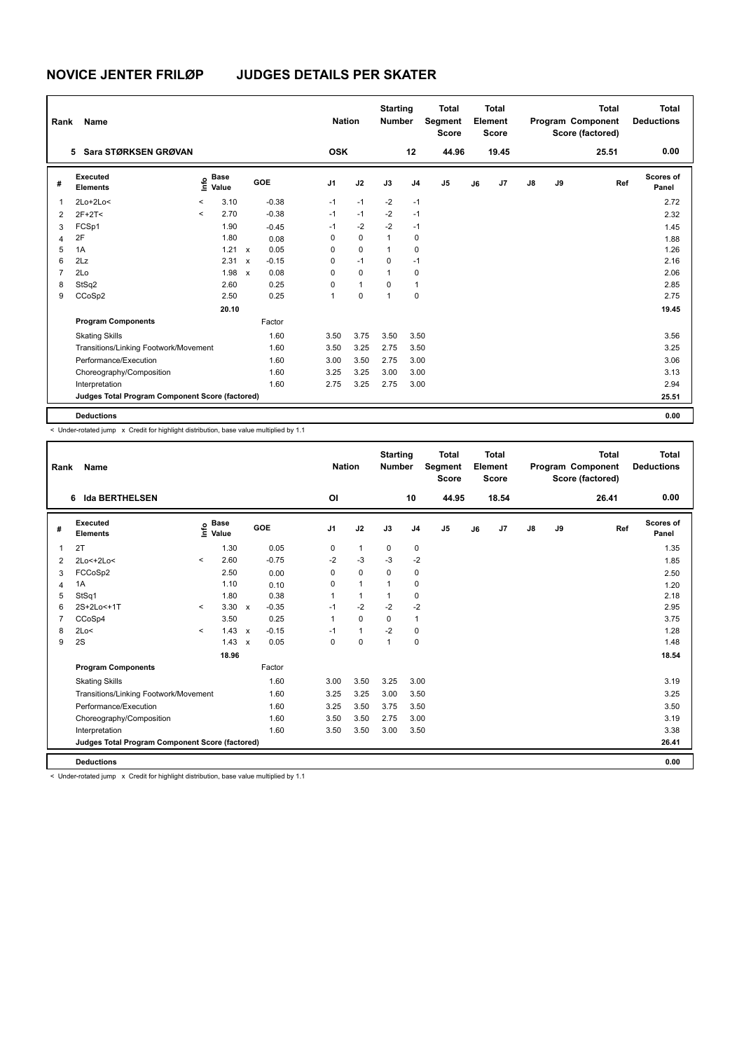# NOVICE JENTER FRILØP JUDGES DETAILS PER SKATER

| Rank | Name | Nation | Starting Number | Total Segment Score | Total Element Score | Total Program Component Score (factored) | Total Deductions |
|---|---|---|---|---|---|---|---|
| 5 | Sara STØRKSEN GRØVAN | OSK | 12 | 44.96 | 19.45 | 25.51 | 0.00 |

| # | Executed Elements | Info | Base Value | | GOE | J1 | J2 | J3 | J4 | J5 | J6 | J7 | J8 | J9 | Ref | Scores of Panel |
|---|---|---|---|---|---|---|---|---|---|---|---|---|---|---|---|---|
| 1 | 2Lo+2Lo< | < | 3.10 | | -0.38 | -1 | -1 | -2 | -1 | | | | | | | 2.72 |
| 2 | 2F+2T< | < | 2.70 | | -0.38 | -1 | -1 | -2 | -1 | | | | | | | 2.32 |
| 3 | FCSp1 | | 1.90 | | -0.45 | -1 | -2 | -2 | -1 | | | | | | | 1.45 |
| 4 | 2F | | 1.80 | | 0.08 | 0 | 0 | 1 | 0 | | | | | | | 1.88 |
| 5 | 1A | | 1.21 | x | 0.05 | 0 | 0 | 1 | 0 | | | | | | | 1.26 |
| 6 | 2Lz | | 2.31 | x | -0.15 | 0 | -1 | 0 | -1 | | | | | | | 2.16 |
| 7 | 2Lo | | 1.98 | x | 0.08 | 0 | 0 | 1 | 0 | | | | | | | 2.06 |
| 8 | StSq2 | | 2.60 | | 0.25 | 0 | 1 | 0 | 1 | | | | | | | 2.85 |
| 9 | CCoSp2 | | 2.50 | | 0.25 | 1 | 0 | 1 | 0 | | | | | | | 2.75 |
| | | | 20.10 | | | | | | | | | | | | | 19.45 |
| | **Program Components** | | | | Factor | | | | | | | | | | | |
| | Skating Skills | | | | 1.60 | 3.50 | 3.75 | 3.50 | 3.50 | | | | | | | 3.56 |
| | Transitions/Linking Footwork/Movement | | | | 1.60 | 3.50 | 3.25 | 2.75 | 3.50 | | | | | | | 3.25 |
| | Performance/Execution | | | | 1.60 | 3.00 | 3.50 | 2.75 | 3.00 | | | | | | | 3.06 |
| | Choreography/Composition | | | | 1.60 | 3.25 | 3.25 | 3.00 | 3.00 | | | | | | | 3.13 |
| | Interpretation | | | | 1.60 | 2.75 | 3.25 | 2.75 | 3.00 | | | | | | | 2.94 |
| | **Judges Total Program Component Score (factored)** | | | | | | | | | | | | | | | 25.51 |
| | **Deductions** | | | | | | | | | | | | | | | 0.00 |

< Under-rotated jump x Credit for highlight distribution, base value multiplied by 1.1

| Rank | Name | Nation | Starting Number | Total Segment Score | Total Element Score | Total Program Component Score (factored) | Total Deductions |
|---|---|---|---|---|---|---|---|
| 6 | Ida BERTHELSEN | OI | 10 | 44.95 | 18.54 | 26.41 | 0.00 |

| # | Executed Elements | Info | Base Value | | GOE | J1 | J2 | J3 | J4 | J5 | J6 | J7 | J8 | J9 | Ref | Scores of Panel |
|---|---|---|---|---|---|---|---|---|---|---|---|---|---|---|---|---|
| 1 | 2T | | 1.30 | | 0.05 | 0 | 1 | 0 | 0 | | | | | | | 1.35 |
| 2 | 2Lo<+2Lo< | < | 2.60 | | -0.75 | -2 | -3 | -3 | -2 | | | | | | | 1.85 |
| 3 | FCCoSp2 | | 2.50 | | 0.00 | 0 | 0 | 0 | 0 | | | | | | | 2.50 |
| 4 | 1A | | 1.10 | | 0.10 | 0 | 1 | 1 | 0 | | | | | | | 1.20 |
| 5 | StSq1 | | 1.80 | | 0.38 | 1 | 1 | 1 | 0 | | | | | | | 2.18 |
| 6 | 2S+2Lo<+1T | < | 3.30 | x | -0.35 | -1 | -2 | -2 | -2 | | | | | | | 2.95 |
| 7 | CCoSp4 | | 3.50 | | 0.25 | 1 | 0 | 0 | 1 | | | | | | | 3.75 |
| 8 | 2Lo< | < | 1.43 | x | -0.15 | -1 | 1 | -2 | 0 | | | | | | | 1.28 |
| 9 | 2S | | 1.43 | x | 0.05 | 0 | 0 | 1 | 0 | | | | | | | 1.48 |
| | | | 18.96 | | | | | | | | | | | | | 18.54 |
| | **Program Components** | | | | Factor | | | | | | | | | | | |
| | Skating Skills | | | | 1.60 | 3.00 | 3.50 | 3.25 | 3.00 | | | | | | | 3.19 |
| | Transitions/Linking Footwork/Movement | | | | 1.60 | 3.25 | 3.25 | 3.00 | 3.50 | | | | | | | 3.25 |
| | Performance/Execution | | | | 1.60 | 3.25 | 3.50 | 3.75 | 3.50 | | | | | | | 3.50 |
| | Choreography/Composition | | | | 1.60 | 3.50 | 3.50 | 2.75 | 3.00 | | | | | | | 3.19 |
| | Interpretation | | | | 1.60 | 3.50 | 3.50 | 3.00 | 3.50 | | | | | | | 3.38 |
| | **Judges Total Program Component Score (factored)** | | | | | | | | | | | | | | | 26.41 |
| | **Deductions** | | | | | | | | | | | | | | | 0.00 |

< Under-rotated jump x Credit for highlight distribution, base value multiplied by 1.1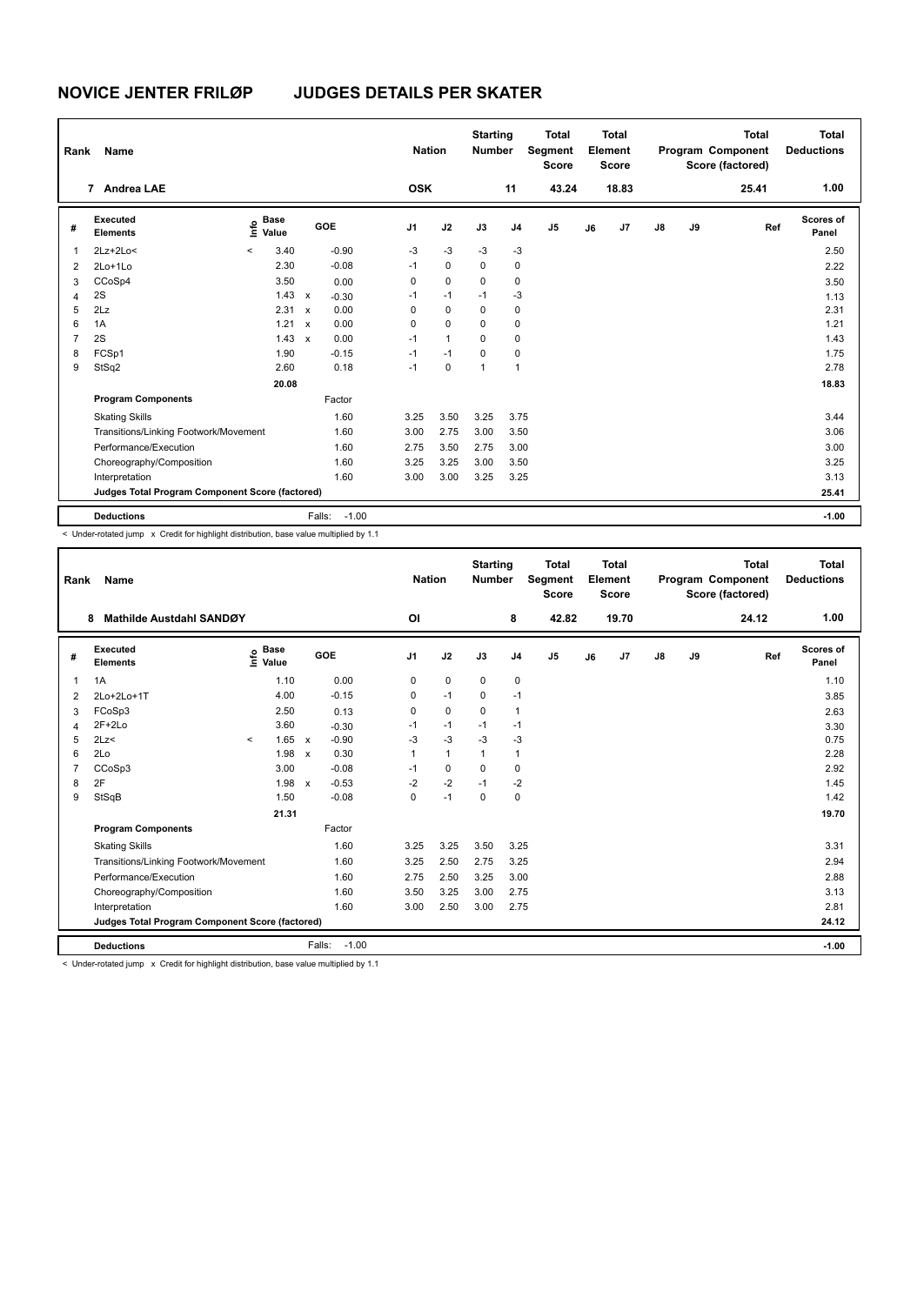# NOVICE JENTER FRILØP JUDGES DETAILS PER SKATER

| Rank | Name | Nation | Starting Number | Total Segment Score | Total Element Score | Total Program Component Score (factored) | Total Deductions |
|---|---|---|---|---|---|---|---|
| 7 | Andrea LAE | OSK | 11 | 43.24 | 18.83 | 25.41 | 1.00 |

| # | Executed Elements | Info | Base Value | | GOE | J1 | J2 | J3 | J4 | J5 | J6 | J7 | J8 | J9 | Ref | Scores of Panel |
|---|---|---|---|---|---|---|---|---|---|---|---|---|---|---|---|---|
| 1 | 2Lz+2Lo< | < | 3.40 | | -0.90 | -3 | -3 | -3 | -3 | | | | | | | 2.50 |
| 2 | 2Lo+1Lo | | 2.30 | | -0.08 | -1 | 0 | 0 | 0 | | | | | | | 2.22 |
| 3 | CCoSp4 | | 3.50 | | 0.00 | 0 | 0 | 0 | 0 | | | | | | | 3.50 |
| 4 | 2S | | 1.43 | x | -0.30 | -1 | -1 | -1 | -3 | | | | | | | 1.13 |
| 5 | 2Lz | | 2.31 | x | 0.00 | 0 | 0 | 0 | 0 | | | | | | | 2.31 |
| 6 | 1A | | 1.21 | x | 0.00 | 0 | 0 | 0 | 0 | | | | | | | 1.21 |
| 7 | 2S | | 1.43 | x | 0.00 | -1 | 1 | 0 | 0 | | | | | | | 1.43 |
| 8 | FCSp1 | | 1.90 | | -0.15 | -1 | -1 | 0 | 0 | | | | | | | 1.75 |
| 9 | StSq2 | | 2.60 | | 0.18 | -1 | 0 | 1 | 1 | | | | | | | 2.78 |
| | | | 20.08 | | | | | | | | | | | | | 18.83 |
| | **Program Components** | | | | Factor | | | | | | | | | | | |
| | Skating Skills | | | | 1.60 | 3.25 | 3.50 | 3.25 | 3.75 | | | | | | | 3.44 |
| | Transitions/Linking Footwork/Movement | | | | 1.60 | 3.00 | 2.75 | 3.00 | 3.50 | | | | | | | 3.06 |
| | Performance/Execution | | | | 1.60 | 2.75 | 3.50 | 2.75 | 3.00 | | | | | | | 3.00 |
| | Choreography/Composition | | | | 1.60 | 3.25 | 3.25 | 3.00 | 3.50 | | | | | | | 3.25 |
| | Interpretation | | | | 1.60 | 3.00 | 3.00 | 3.25 | 3.25 | | | | | | | 3.13 |
| | **Judges Total Program Component Score (factored)** | | | | | | | | | | | | | | | 25.41 |
| | **Deductions** | | | | Falls: -1.00 | | | | | | | | | | | -1.00 |

< Under-rotated jump x Credit for highlight distribution, base value multiplied by 1.1

| Rank | Name | Nation | Starting Number | Total Segment Score | Total Element Score | Total Program Component Score (factored) | Total Deductions |
|---|---|---|---|---|---|---|---|
| 8 | Mathilde Austdahl SANDØY | OI | 8 | 42.82 | 19.70 | 24.12 | 1.00 |

| # | Executed Elements | Info | Base Value | | GOE | J1 | J2 | J3 | J4 | J5 | J6 | J7 | J8 | J9 | Ref | Scores of Panel |
|---|---|---|---|---|---|---|---|---|---|---|---|---|---|---|---|---|
| 1 | 1A | | 1.10 | | 0.00 | 0 | 0 | 0 | 0 | | | | | | | 1.10 |
| 2 | 2Lo+2Lo+1T | | 4.00 | | -0.15 | 0 | -1 | 0 | -1 | | | | | | | 3.85 |
| 3 | FCoSp3 | | 2.50 | | 0.13 | 0 | 0 | 0 | 1 | | | | | | | 2.63 |
| 4 | 2F+2Lo | | 3.60 | | -0.30 | -1 | -1 | -1 | -1 | | | | | | | 3.30 |
| 5 | 2Lz< | < | 1.65 | x | -0.90 | -3 | -3 | -3 | -3 | | | | | | | 0.75 |
| 6 | 2Lo | | 1.98 | x | 0.30 | 1 | 1 | 1 | 1 | | | | | | | 2.28 |
| 7 | CCoSp3 | | 3.00 | | -0.08 | -1 | 0 | 0 | 0 | | | | | | | 2.92 |
| 8 | 2F | | 1.98 | x | -0.53 | -2 | -2 | -1 | -2 | | | | | | | 1.45 |
| 9 | StSqB | | 1.50 | | -0.08 | 0 | -1 | 0 | 0 | | | | | | | 1.42 |
| | | | 21.31 | | | | | | | | | | | | | 19.70 |
| | **Program Components** | | | | Factor | | | | | | | | | | | |
| | Skating Skills | | | | 1.60 | 3.25 | 3.25 | 3.50 | 3.25 | | | | | | | 3.31 |
| | Transitions/Linking Footwork/Movement | | | | 1.60 | 3.25 | 2.50 | 2.75 | 3.25 | | | | | | | 2.94 |
| | Performance/Execution | | | | 1.60 | 2.75 | 2.50 | 3.25 | 3.00 | | | | | | | 2.88 |
| | Choreography/Composition | | | | 1.60 | 3.50 | 3.25 | 3.00 | 2.75 | | | | | | | 3.13 |
| | Interpretation | | | | 1.60 | 3.00 | 2.50 | 3.00 | 2.75 | | | | | | | 2.81 |
| | **Judges Total Program Component Score (factored)** | | | | | | | | | | | | | | | 24.12 |
| | **Deductions** | | | | Falls: -1.00 | | | | | | | | | | | -1.00 |

< Under-rotated jump x Credit for highlight distribution, base value multiplied by 1.1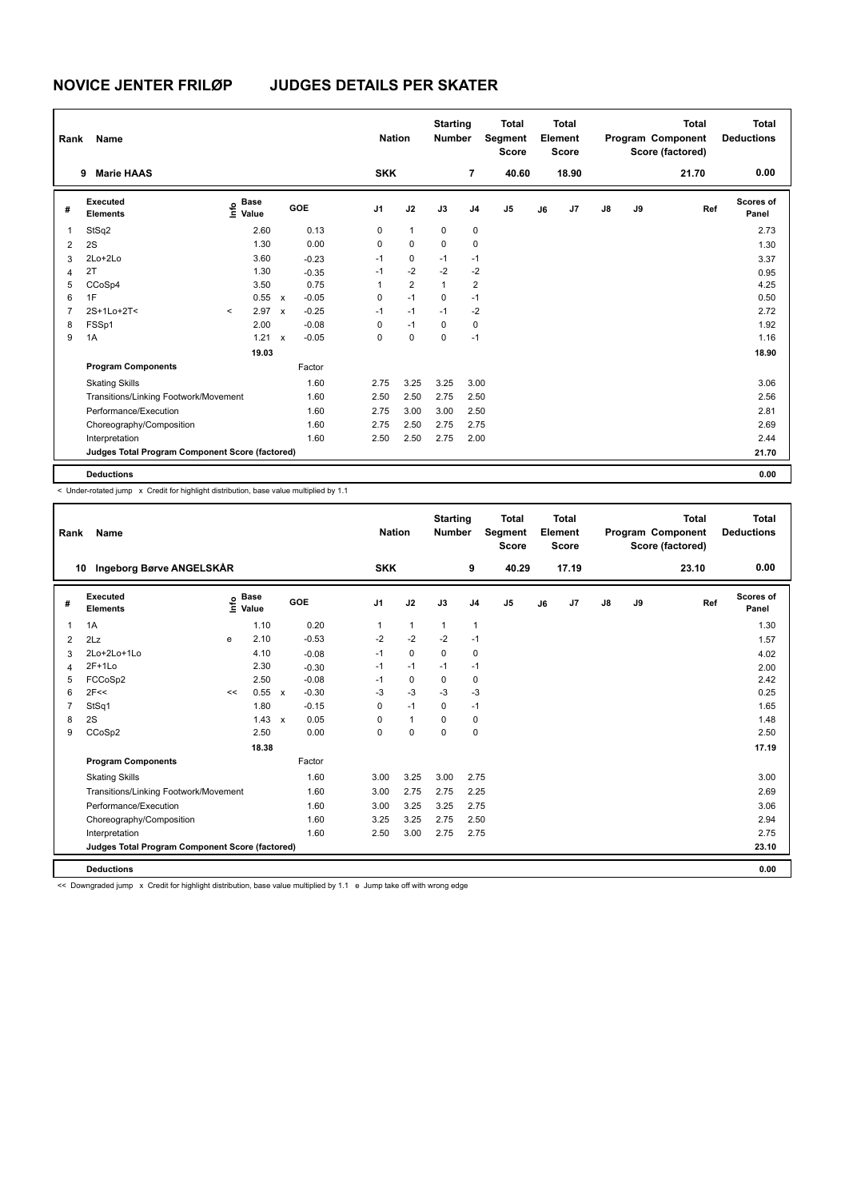# NOVICE JENTER FRILØP JUDGES DETAILS PER SKATER

| Rank | Name | Nation | Starting Number | Total Segment Score | Total Element Score | Total Program Component Score (factored) | Total Deductions |
|---|---|---|---|---|---|---|---|
| 9 | Marie HAAS | SKK | 7 | 40.60 | 18.90 | 21.70 | 0.00 |

| # | Executed Elements | Info | Base Value | | GOE | J1 | J2 | J3 | J4 | J5 | J6 | J7 | J8 | J9 | Ref | Scores of Panel |
|---|---|---|---|---|---|---|---|---|---|---|---|---|---|---|---|---|
| 1 | StSq2 | | 2.60 | | 0.13 | 0 | 1 | 0 | 0 | | | | | | | 2.73 |
| 2 | 2S | | 1.30 | | 0.00 | 0 | 0 | 0 | 0 | | | | | | | 1.30 |
| 3 | 2Lo+2Lo | | 3.60 | | -0.23 | -1 | 0 | -1 | -1 | | | | | | | 3.37 |
| 4 | 2T | | 1.30 | | -0.35 | -1 | -2 | -2 | -2 | | | | | | | 0.95 |
| 5 | CCoSp4 | | 3.50 | | 0.75 | 1 | 2 | 1 | 2 | | | | | | | 4.25 |
| 6 | 1F | | 0.55 | x | -0.05 | 0 | -1 | 0 | -1 | | | | | | | 0.50 |
| 7 | 2S+1Lo+2T< | < | 2.97 | x | -0.25 | -1 | -1 | -1 | -2 | | | | | | | 2.72 |
| 8 | FSSp1 | | 2.00 | | -0.08 | 0 | -1 | 0 | 0 | | | | | | | 1.92 |
| 9 | 1A | | 1.21 | x | -0.05 | 0 | 0 | 0 | -1 | | | | | | | 1.16 |
| | | | 19.03 | | | | | | | | | | | | | 18.90 |
| | **Program Components** | | | | Factor | | | | | | | | | | | |
| | Skating Skills | | | | 1.60 | 2.75 | 3.25 | 3.25 | 3.00 | | | | | | | 3.06 |
| | Transitions/Linking Footwork/Movement | | | | 1.60 | 2.50 | 2.50 | 2.75 | 2.50 | | | | | | | 2.56 |
| | Performance/Execution | | | | 1.60 | 2.75 | 3.00 | 3.00 | 2.50 | | | | | | | 2.81 |
| | Choreography/Composition | | | | 1.60 | 2.75 | 2.50 | 2.75 | 2.75 | | | | | | | 2.69 |
| | Interpretation | | | | 1.60 | 2.50 | 2.50 | 2.75 | 2.00 | | | | | | | 2.44 |
| | Judges Total Program Component Score (factored) | | | | | | | | | | | | | | | 21.70 |
| | **Deductions** | | | | | | | | | | | | | | | 0.00 |

< Under-rotated jump x Credit for highlight distribution, base value multiplied by 1.1

| Rank | Name | Nation | Starting Number | Total Segment Score | Total Element Score | Total Program Component Score (factored) | Total Deductions |
|---|---|---|---|---|---|---|---|
| 10 | Ingeborg Børve ANGELSKÅR | SKK | 9 | 40.29 | 17.19 | 23.10 | 0.00 |

| # | Executed Elements | Info | Base Value | | GOE | J1 | J2 | J3 | J4 | J5 | J6 | J7 | J8 | J9 | Ref | Scores of Panel |
|---|---|---|---|---|---|---|---|---|---|---|---|---|---|---|---|---|
| 1 | 1A | | 1.10 | | 0.20 | 1 | 1 | 1 | 1 | | | | | | | 1.30 |
| 2 | 2Lz | e | 2.10 | | -0.53 | -2 | -2 | -2 | -1 | | | | | | | 1.57 |
| 3 | 2Lo+2Lo+1Lo | | 4.10 | | -0.08 | -1 | 0 | 0 | 0 | | | | | | | 4.02 |
| 4 | 2F+1Lo | | 2.30 | | -0.30 | -1 | -1 | -1 | -1 | | | | | | | 2.00 |
| 5 | FCCoSp2 | | 2.50 | | -0.08 | -1 | 0 | 0 | 0 | | | | | | | 2.42 |
| 6 | 2F<< | << | 0.55 | x | -0.30 | -3 | -3 | -3 | -3 | | | | | | | 0.25 |
| 7 | StSq1 | | 1.80 | | -0.15 | 0 | -1 | 0 | -1 | | | | | | | 1.65 |
| 8 | 2S | | 1.43 | x | 0.05 | 0 | 1 | 0 | 0 | | | | | | | 1.48 |
| 9 | CCoSp2 | | 2.50 | | 0.00 | 0 | 0 | 0 | 0 | | | | | | | 2.50 |
| | | | 18.38 | | | | | | | | | | | | | 17.19 |
| | **Program Components** | | | | Factor | | | | | | | | | | | |
| | Skating Skills | | | | 1.60 | 3.00 | 3.25 | 3.00 | 2.75 | | | | | | | 3.00 |
| | Transitions/Linking Footwork/Movement | | | | 1.60 | 3.00 | 2.75 | 2.75 | 2.25 | | | | | | | 2.69 |
| | Performance/Execution | | | | 1.60 | 3.00 | 3.25 | 3.25 | 2.75 | | | | | | | 3.06 |
| | Choreography/Composition | | | | 1.60 | 3.25 | 3.25 | 2.75 | 2.50 | | | | | | | 2.94 |
| | Interpretation | | | | 1.60 | 2.50 | 3.00 | 2.75 | 2.75 | | | | | | | 2.75 |
| | Judges Total Program Component Score (factored) | | | | | | | | | | | | | | | 23.10 |
| | **Deductions** | | | | | | | | | | | | | | | 0.00 |

<< Downgraded jump x Credit for highlight distribution, base value multiplied by 1.1 e Jump take off with wrong edge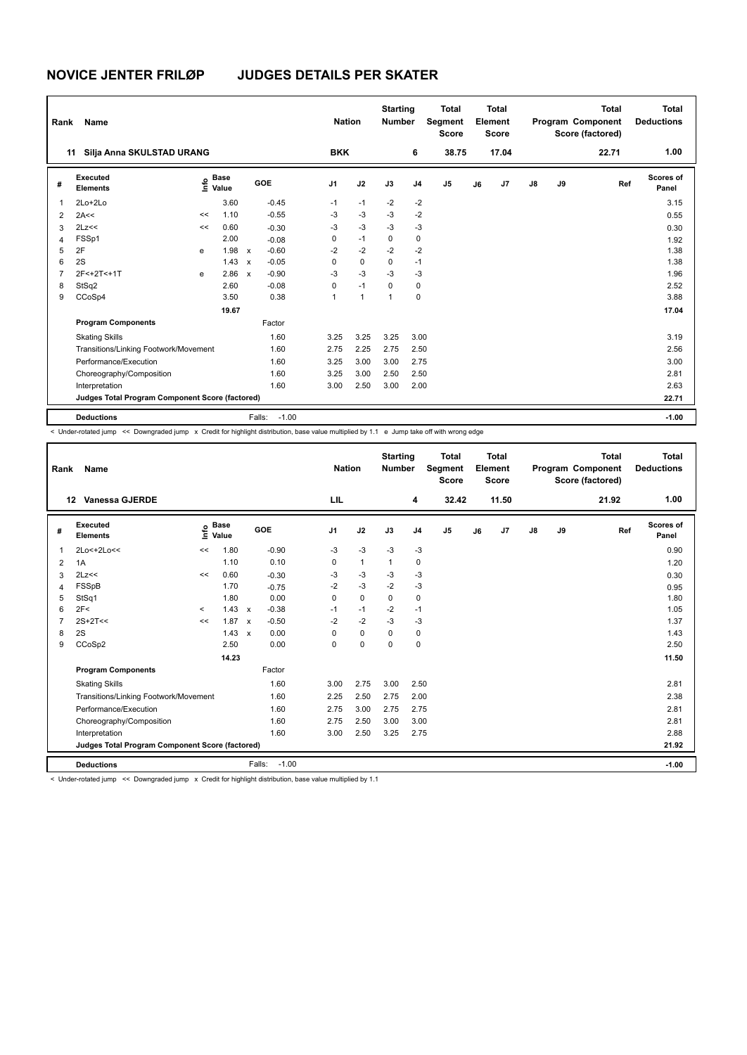# NOVICE JENTER FRILØP    JUDGES DETAILS PER SKATER

| Rank | Name | Nation | Starting Number | Total Segment Score | Total Element Score | Total Program Component Score (factored) | Total Deductions |
|---|---|---|---|---|---|---|---|
| 11 | Silja Anna SKULSTAD URANG | BKK | 6 | 38.75 | 17.04 | 22.71 | 1.00 |

| # | Executed Elements | Info | Base Value | | GOE | J1 | J2 | J3 | J4 | J5 | J6 | J7 | J8 | J9 | Ref | Scores of Panel |
|---|---|---|---|---|---|---|---|---|---|---|---|---|---|---|---|---|
| 1 | 2Lo+2Lo | | 3.60 | | -0.45 | -1 | -1 | -2 | -2 | | | | | | | 3.15 |
| 2 | 2A<< | << | 1.10 | | -0.55 | -3 | -3 | -3 | -2 | | | | | | | 0.55 |
| 3 | 2Lz<< | << | 0.60 | | -0.30 | -3 | -3 | -3 | -3 | | | | | | | 0.30 |
| 4 | FSSp1 | | 2.00 | | -0.08 | 0 | -1 | 0 | 0 | | | | | | | 1.92 |
| 5 | 2F | e | 1.98 | x | -0.60 | -2 | -2 | -2 | -2 | | | | | | | 1.38 |
| 6 | 2S | | 1.43 | x | -0.05 | 0 | 0 | 0 | -1 | | | | | | | 1.38 |
| 7 | 2F<+2T<+1T | e | 2.86 | x | -0.90 | -3 | -3 | -3 | -3 | | | | | | | 1.96 |
| 8 | StSq2 | | 2.60 | | -0.08 | 0 | -1 | 0 | 0 | | | | | | | 2.52 |
| 9 | CCoSp4 | | 3.50 | | 0.38 | 1 | 1 | 1 | 0 | | | | | | | 3.88 |
| | | | 19.67 | | | | | | | | | | | | | 17.04 |
| | **Program Components** | | | | Factor | | | | | | | | | | | |
| | Skating Skills | | | | 1.60 | 3.25 | 3.25 | 3.25 | 3.00 | | | | | | | 3.19 |
| | Transitions/Linking Footwork/Movement | | | | 1.60 | 2.75 | 2.25 | 2.75 | 2.50 | | | | | | | 2.56 |
| | Performance/Execution | | | | 1.60 | 3.25 | 3.00 | 3.00 | 2.75 | | | | | | | 3.00 |
| | Choreography/Composition | | | | 1.60 | 3.25 | 3.00 | 2.50 | 2.50 | | | | | | | 2.81 |
| | Interpretation | | | | 1.60 | 3.00 | 2.50 | 3.00 | 2.00 | | | | | | | 2.63 |
| | **Judges Total Program Component Score (factored)** | | | | | | | | | | | | | | | 22.71 |
| | **Deductions** | | | | Falls: -1.00 | | | | | | | | | | | -1.00 |

< Under-rotated jump << Downgraded jump x Credit for highlight distribution, base value multiplied by 1.1 e Jump take off with wrong edge

| Rank | Name | Nation | Starting Number | Total Segment Score | Total Element Score | Total Program Component Score (factored) | Total Deductions |
|---|---|---|---|---|---|---|---|
| 12 | Vanessa GJERDE | LIL | 4 | 32.42 | 11.50 | 21.92 | 1.00 |

| # | Executed Elements | Info | Base Value | | GOE | J1 | J2 | J3 | J4 | J5 | J6 | J7 | J8 | J9 | Ref | Scores of Panel |
|---|---|---|---|---|---|---|---|---|---|---|---|---|---|---|---|---|
| 1 | 2Lo<+2Lo<< | << | 1.80 | | -0.90 | -3 | -3 | -3 | -3 | | | | | | | 0.90 |
| 2 | 1A | | 1.10 | | 0.10 | 0 | 1 | 1 | 0 | | | | | | | 1.20 |
| 3 | 2Lz<< | << | 0.60 | | -0.30 | -3 | -3 | -3 | -3 | | | | | | | 0.30 |
| 4 | FSSpB | | 1.70 | | -0.75 | -2 | -3 | -2 | -3 | | | | | | | 0.95 |
| 5 | StSq1 | | 1.80 | | 0.00 | 0 | 0 | 0 | 0 | | | | | | | 1.80 |
| 6 | 2F< | < | 1.43 | x | -0.38 | -1 | -1 | -2 | -1 | | | | | | | 1.05 |
| 7 | 2S+2T<< | << | 1.87 | x | -0.50 | -2 | -2 | -3 | -3 | | | | | | | 1.37 |
| 8 | 2S | | 1.43 | x | 0.00 | 0 | 0 | 0 | 0 | | | | | | | 1.43 |
| 9 | CCoSp2 | | 2.50 | | 0.00 | 0 | 0 | 0 | 0 | | | | | | | 2.50 |
| | | | 14.23 | | | | | | | | | | | | | 11.50 |
| | **Program Components** | | | | Factor | | | | | | | | | | | |
| | Skating Skills | | | | 1.60 | 3.00 | 2.75 | 3.00 | 2.50 | | | | | | | 2.81 |
| | Transitions/Linking Footwork/Movement | | | | 1.60 | 2.25 | 2.50 | 2.75 | 2.00 | | | | | | | 2.38 |
| | Performance/Execution | | | | 1.60 | 2.75 | 3.00 | 2.75 | 2.75 | | | | | | | 2.81 |
| | Choreography/Composition | | | | 1.60 | 2.75 | 2.50 | 3.00 | 3.00 | | | | | | | 2.81 |
| | Interpretation | | | | 1.60 | 3.00 | 2.50 | 3.25 | 2.75 | | | | | | | 2.88 |
| | **Judges Total Program Component Score (factored)** | | | | | | | | | | | | | | | 21.92 |
| | **Deductions** | | | | Falls: -1.00 | | | | | | | | | | | -1.00 |

< Under-rotated jump << Downgraded jump x Credit for highlight distribution, base value multiplied by 1.1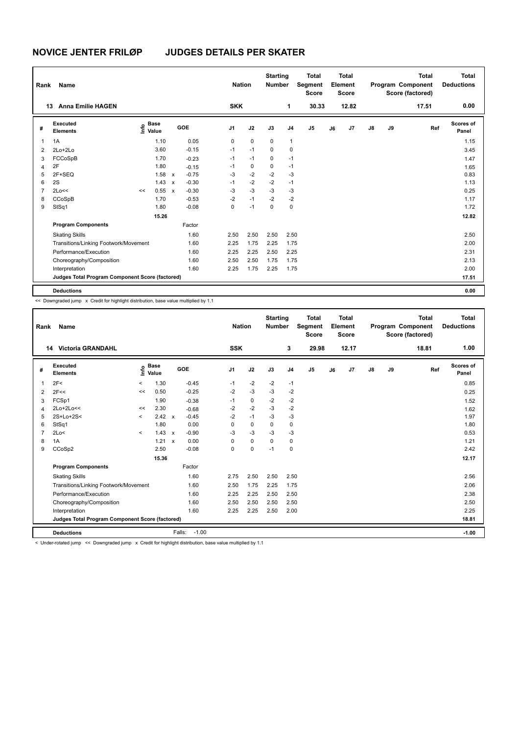# NOVICE JENTER FRILØP JUDGES DETAILS PER SKATER

| Rank | Name | Nation | Starting Number | Total Segment Score | Total Element Score | Total Program Component Score (factored) | Total Deductions |
|---|---|---|---|---|---|---|---|
| 13 | Anna Emilie HAGEN | SKK | 1 | 30.33 | 12.82 | 17.51 | 0.00 |

| # | Executed Elements | Info | Base Value | | GOE | J1 | J2 | J3 | J4 | J5 | J6 | J7 | J8 | J9 | Ref | Scores of Panel |
|---|---|---|---|---|---|---|---|---|---|---|---|---|---|---|---|---|
| 1 | 1A | | 1.10 | | 0.05 | 0 | 0 | 0 | 1 | | | | | | | 1.15 |
| 2 | 2Lo+2Lo | | 3.60 | | -0.15 | -1 | -1 | 0 | 0 | | | | | | | 3.45 |
| 3 | FCCoSpB | | 1.70 | | -0.23 | -1 | -1 | 0 | -1 | | | | | | | 1.47 |
| 4 | 2F | | 1.80 | | -0.15 | -1 | 0 | 0 | -1 | | | | | | | 1.65 |
| 5 | 2F+SEQ | | 1.58 | x | -0.75 | -3 | -2 | -2 | -3 | | | | | | | 0.83 |
| 6 | 2S | | 1.43 | x | -0.30 | -1 | -2 | -2 | -1 | | | | | | | 1.13 |
| 7 | 2Lo<< | << | 0.55 | x | -0.30 | -3 | -3 | -3 | -3 | | | | | | | 0.25 |
| 8 | CCoSpB | | 1.70 | | -0.53 | -2 | -1 | -2 | -2 | | | | | | | 1.17 |
| 9 | StSq1 | | 1.80 | | -0.08 | 0 | -1 | 0 | 0 | | | | | | | 1.72 |
| | | | 15.26 | | | | | | | | | | | | | 12.82 |
| | **Program Components** | | | | Factor | | | | | | | | | | | |
| | Skating Skills | | | | 1.60 | 2.50 | 2.50 | 2.50 | 2.50 | | | | | | | 2.50 |
| | Transitions/Linking Footwork/Movement | | | | 1.60 | 2.25 | 1.75 | 2.25 | 1.75 | | | | | | | 2.00 |
| | Performance/Execution | | | | 1.60 | 2.25 | 2.25 | 2.50 | 2.25 | | | | | | | 2.31 |
| | Choreography/Composition | | | | 1.60 | 2.50 | 2.50 | 1.75 | 1.75 | | | | | | | 2.13 |
| | Interpretation | | | | 1.60 | 2.25 | 1.75 | 2.25 | 1.75 | | | | | | | 2.00 |
| | **Judges Total Program Component Score (factored)** | | | | | | | | | | | | | | | 17.51 |
| | **Deductions** | | | | | | | | | | | | | | | 0.00 |

<< Downgraded jump x Credit for highlight distribution, base value multiplied by 1.1

| Rank | Name | Nation | Starting Number | Total Segment Score | Total Element Score | Total Program Component Score (factored) | Total Deductions |
|---|---|---|---|---|---|---|---|
| 14 | Victoria GRANDAHL | SSK | 3 | 29.98 | 12.17 | 18.81 | 1.00 |

| # | Executed Elements | Info | Base Value | | GOE | J1 | J2 | J3 | J4 | J5 | J6 | J7 | J8 | J9 | Ref | Scores of Panel |
|---|---|---|---|---|---|---|---|---|---|---|---|---|---|---|---|---|
| 1 | 2F< | < | 1.30 | | -0.45 | -1 | -2 | -2 | -1 | | | | | | | 0.85 |
| 2 | 2F<< | << | 0.50 | | -0.25 | -2 | -3 | -3 | -2 | | | | | | | 0.25 |
| 3 | FCSp1 | | 1.90 | | -0.38 | -1 | 0 | -2 | -2 | | | | | | | 1.52 |
| 4 | 2Lo+2Lo<< | << | 2.30 | | -0.68 | -2 | -2 | -3 | -2 | | | | | | | 1.62 |
| 5 | 2S+Lo+2S< | < | 2.42 | x | -0.45 | -2 | -1 | -3 | -3 | | | | | | | 1.97 |
| 6 | StSq1 | | 1.80 | | 0.00 | 0 | 0 | 0 | 0 | | | | | | | 1.80 |
| 7 | 2Lo< | < | 1.43 | x | -0.90 | -3 | -3 | -3 | -3 | | | | | | | 0.53 |
| 8 | 1A | | 1.21 | x | 0.00 | 0 | 0 | 0 | 0 | | | | | | | 1.21 |
| 9 | CCoSp2 | | 2.50 | | -0.08 | 0 | 0 | -1 | 0 | | | | | | | 2.42 |
| | | | 15.36 | | | | | | | | | | | | | 12.17 |
| | **Program Components** | | | | Factor | | | | | | | | | | | |
| | Skating Skills | | | | 1.60 | 2.75 | 2.50 | 2.50 | 2.50 | | | | | | | 2.56 |
| | Transitions/Linking Footwork/Movement | | | | 1.60 | 2.50 | 1.75 | 2.25 | 1.75 | | | | | | | 2.06 |
| | Performance/Execution | | | | 1.60 | 2.25 | 2.25 | 2.50 | 2.50 | | | | | | | 2.38 |
| | Choreography/Composition | | | | 1.60 | 2.50 | 2.50 | 2.50 | 2.50 | | | | | | | 2.50 |
| | Interpretation | | | | 1.60 | 2.25 | 2.25 | 2.50 | 2.00 | | | | | | | 2.25 |
| | **Judges Total Program Component Score (factored)** | | | | | | | | | | | | | | | 18.81 |
| | **Deductions** | | | | Falls: -1.00 | | | | | | | | | | | -1.00 |

< Under-rotated jump << Downgraded jump x Credit for highlight distribution, base value multiplied by 1.1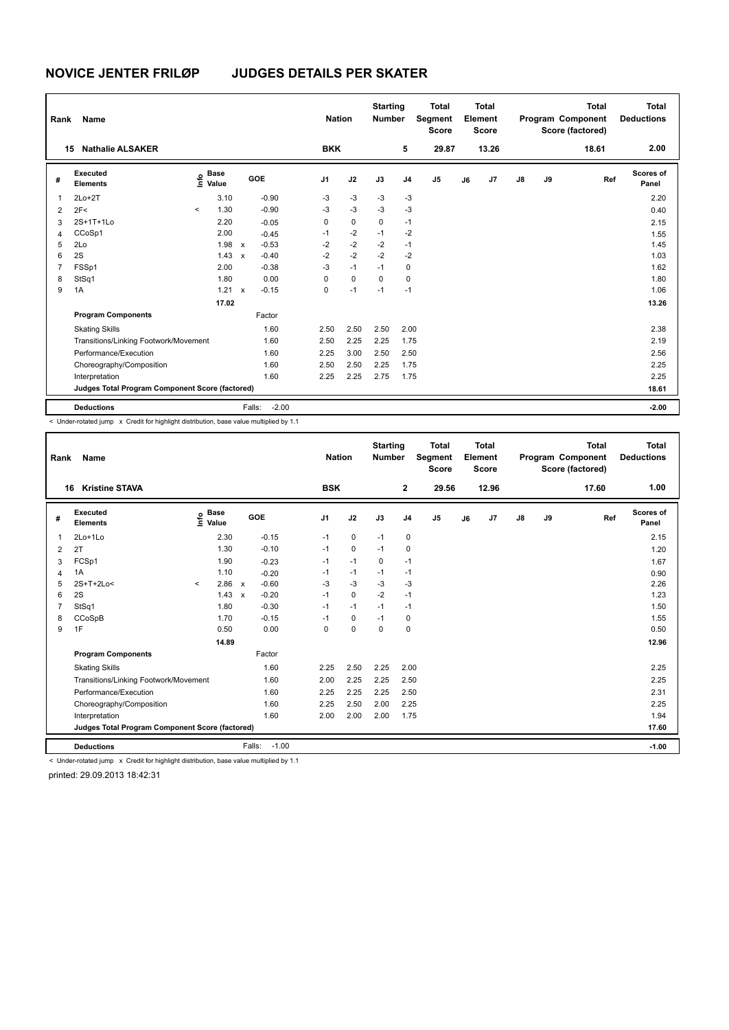# NOVICE JENTER FRILØP JUDGES DETAILS PER SKATER

| Rank | Name | Nation | Starting Number | Total Segment Score | Total Element Score | Total Program Component Score (factored) | Total Deductions |
|---|---|---|---|---|---|---|---|
| 15 | Nathalie ALSAKER | BKK | 5 | 29.87 | 13.26 | 18.61 | 2.00 |

| # | Executed Elements | Info | Base Value | | GOE | J1 | J2 | J3 | J4 | J5 | J6 | J7 | J8 | J9 | Ref | Scores of Panel |
|---|---|---|---|---|---|---|---|---|---|---|---|---|---|---|---|---|
| 1 | 2Lo+2T | | 3.10 | | -0.90 | -3 | -3 | -3 | -3 | | | | | | | 2.20 |
| 2 | 2F< | < | 1.30 | | -0.90 | -3 | -3 | -3 | -3 | | | | | | | 0.40 |
| 3 | 2S+1T+1Lo | | 2.20 | | -0.05 | 0 | 0 | 0 | -1 | | | | | | | 2.15 |
| 4 | CCoSp1 | | 2.00 | | -0.45 | -1 | -2 | -1 | -2 | | | | | | | 1.55 |
| 5 | 2Lo | | 1.98 | x | -0.53 | -2 | -2 | -2 | -1 | | | | | | | 1.45 |
| 6 | 2S | | 1.43 | x | -0.40 | -2 | -2 | -2 | -2 | | | | | | | 1.03 |
| 7 | FSSp1 | | 2.00 | | -0.38 | -3 | -1 | -1 | 0 | | | | | | | 1.62 |
| 8 | StSq1 | | 1.80 | | 0.00 | 0 | 0 | 0 | 0 | | | | | | | 1.80 |
| 9 | 1A | | 1.21 | x | -0.15 | 0 | -1 | -1 | -1 | | | | | | | 1.06 |
| | | | 17.02 | | | | | | | | | | | | | 13.26 |
| | **Program Components** | | | | Factor | | | | | | | | | | | |
| | Skating Skills | | | | 1.60 | 2.50 | 2.50 | 2.50 | 2.00 | | | | | | | 2.38 |
| | Transitions/Linking Footwork/Movement | | | | 1.60 | 2.50 | 2.25 | 2.25 | 1.75 | | | | | | | 2.19 |
| | Performance/Execution | | | | 1.60 | 2.25 | 3.00 | 2.50 | 2.50 | | | | | | | 2.56 |
| | Choreography/Composition | | | | 1.60 | 2.50 | 2.50 | 2.25 | 1.75 | | | | | | | 2.25 |
| | Interpretation | | | | 1.60 | 2.25 | 2.25 | 2.75 | 1.75 | | | | | | | 2.25 |
| | **Judges Total Program Component Score (factored)** | | | | | | | | | | | | | | | 18.61 |
| | **Deductions** | | | Falls: | -2.00 | | | | | | | | | | | -2.00 |

< Under-rotated jump x Credit for highlight distribution, base value multiplied by 1.1

| Rank | Name | Nation | Starting Number | Total Segment Score | Total Element Score | Total Program Component Score (factored) | Total Deductions |
|---|---|---|---|---|---|---|---|
| 16 | Kristine STAVA | BSK | 2 | 29.56 | 12.96 | 17.60 | 1.00 |

| # | Executed Elements | Info | Base Value | | GOE | J1 | J2 | J3 | J4 | J5 | J6 | J7 | J8 | J9 | Ref | Scores of Panel |
|---|---|---|---|---|---|---|---|---|---|---|---|---|---|---|---|---|
| 1 | 2Lo+1Lo | | 2.30 | | -0.15 | -1 | 0 | -1 | 0 | | | | | | | 2.15 |
| 2 | 2T | | 1.30 | | -0.10 | -1 | 0 | -1 | 0 | | | | | | | 1.20 |
| 3 | FCSp1 | | 1.90 | | -0.23 | -1 | -1 | 0 | -1 | | | | | | | 1.67 |
| 4 | 1A | | 1.10 | | -0.20 | -1 | -1 | -1 | -1 | | | | | | | 0.90 |
| 5 | 2S+T+2Lo< | < | 2.86 | x | -0.60 | -3 | -3 | -3 | -3 | | | | | | | 2.26 |
| 6 | 2S | | 1.43 | x | -0.20 | -1 | 0 | -2 | -1 | | | | | | | 1.23 |
| 7 | StSq1 | | 1.80 | | -0.30 | -1 | -1 | -1 | -1 | | | | | | | 1.50 |
| 8 | CCoSpB | | 1.70 | | -0.15 | -1 | 0 | -1 | 0 | | | | | | | 1.55 |
| 9 | 1F | | 0.50 | | 0.00 | 0 | 0 | 0 | 0 | | | | | | | 0.50 |
| | | | 14.89 | | | | | | | | | | | | | 12.96 |
| | **Program Components** | | | | Factor | | | | | | | | | | | |
| | Skating Skills | | | | 1.60 | 2.25 | 2.50 | 2.25 | 2.00 | | | | | | | 2.25 |
| | Transitions/Linking Footwork/Movement | | | | 1.60 | 2.00 | 2.25 | 2.25 | 2.50 | | | | | | | 2.25 |
| | Performance/Execution | | | | 1.60 | 2.25 | 2.25 | 2.25 | 2.50 | | | | | | | 2.31 |
| | Choreography/Composition | | | | 1.60 | 2.25 | 2.50 | 2.00 | 2.25 | | | | | | | 2.25 |
| | Interpretation | | | | 1.60 | 2.00 | 2.00 | 2.00 | 1.75 | | | | | | | 1.94 |
| | **Judges Total Program Component Score (factored)** | | | | | | | | | | | | | | | 17.60 |
| | **Deductions** | | | Falls: | -1.00 | | | | | | | | | | | -1.00 |

< Under-rotated jump x Credit for highlight distribution, base value multiplied by 1.1

printed: 29.09.2013 18:42:31